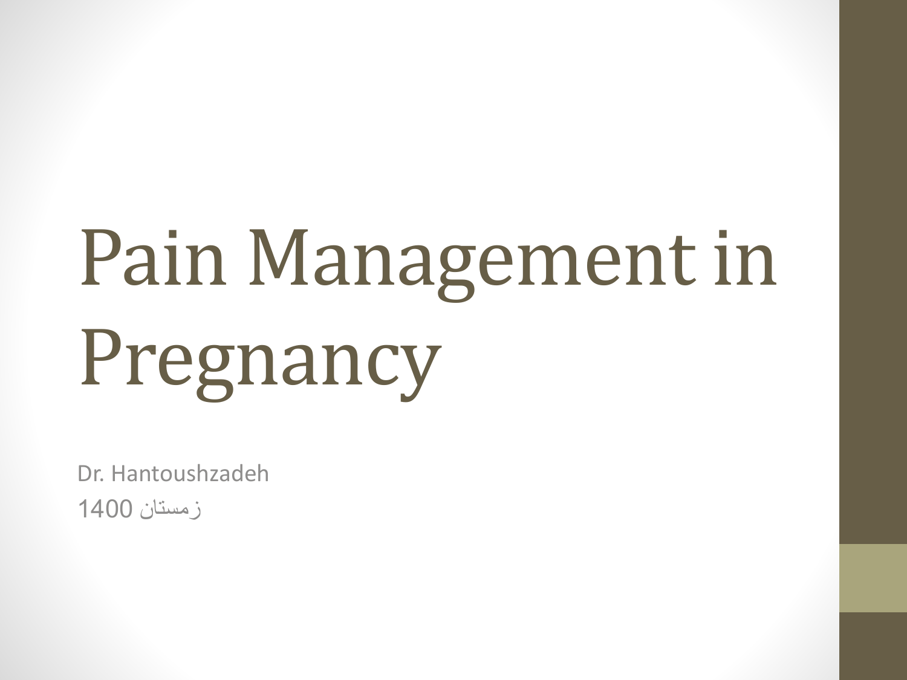# Pain Management in Pregnancy

Dr. Hantoushzadeh

زمستان 1400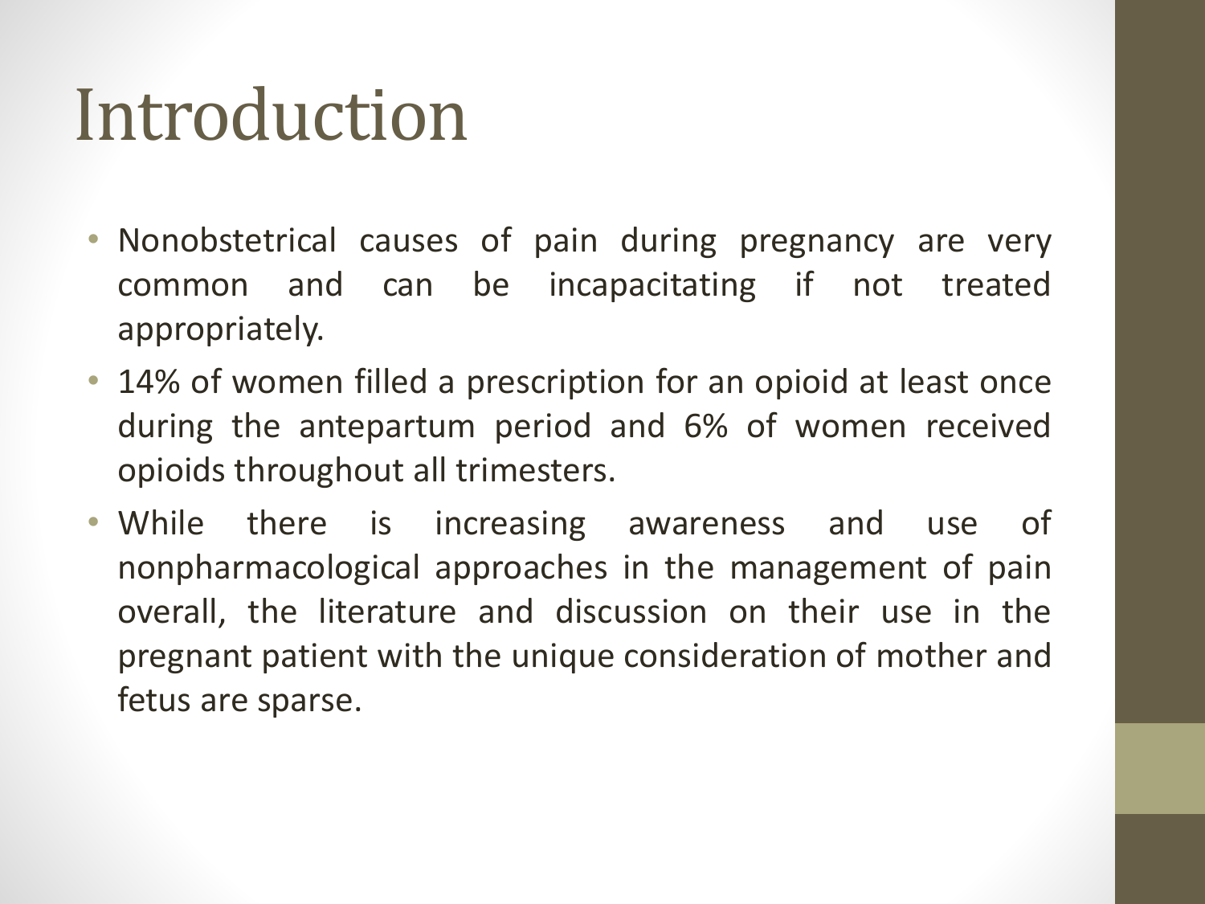# Introduction

- Nonobstetrical causes of pain during pregnancy are very common and can be incapacitating if not treated appropriately.
- 14% of women filled a prescription for an opioid at least once during the antepartum period and 6% of women received opioids throughout all trimesters.
- While there is increasing awareness and use of nonpharmacological approaches in the management of pain overall, the literature and discussion on their use in the pregnant patient with the unique consideration of mother and fetus are sparse.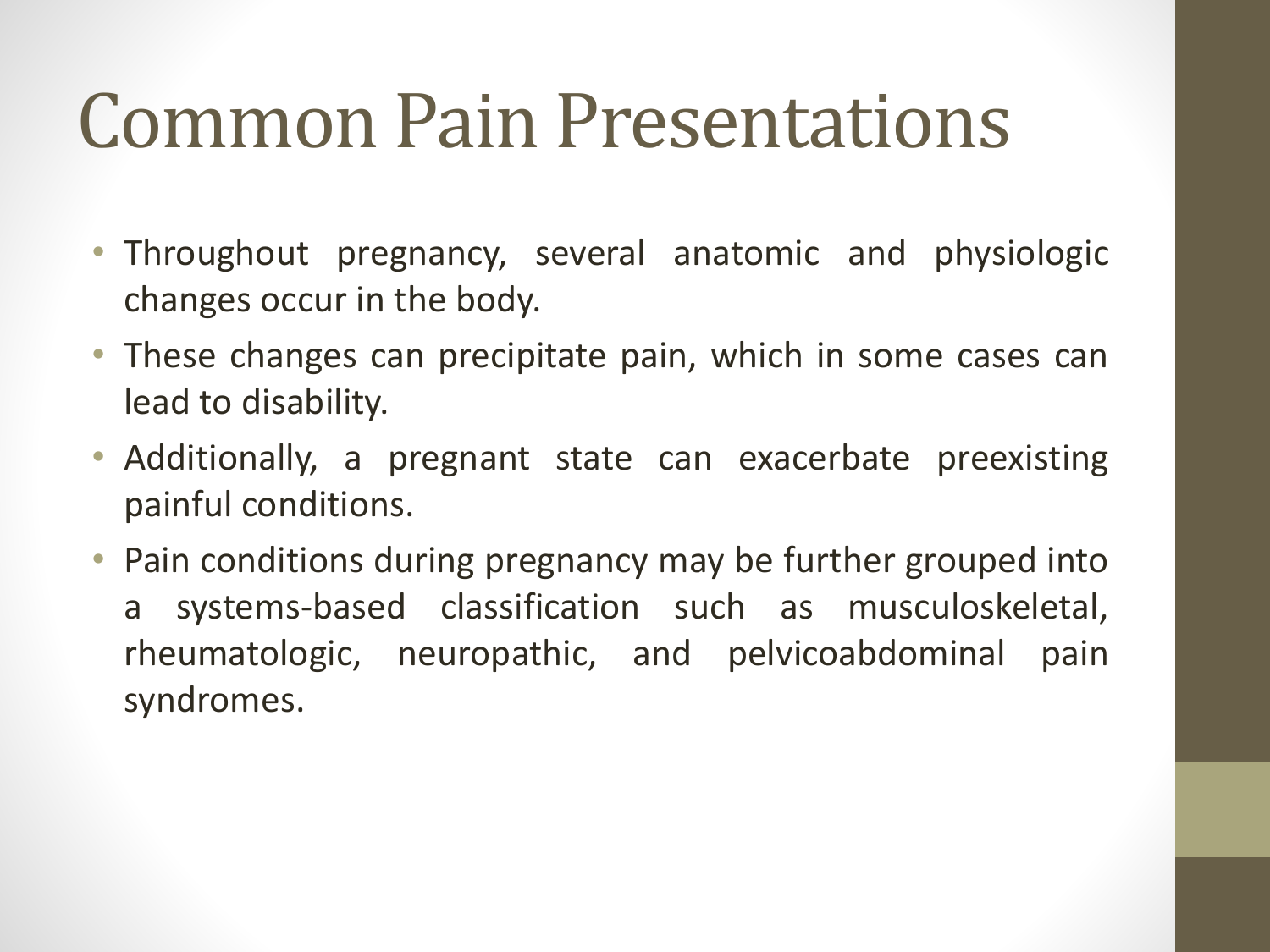# Common Pain Presentations

- Throughout pregnancy, several anatomic and physiologic changes occur in the body.
- These changes can precipitate pain, which in some cases can lead to disability.
- Additionally, a pregnant state can exacerbate preexisting painful conditions.
- Pain conditions during pregnancy may be further grouped into a systems-based classification such as musculoskeletal, rheumatologic, neuropathic, and pelvicoabdominal pain syndromes.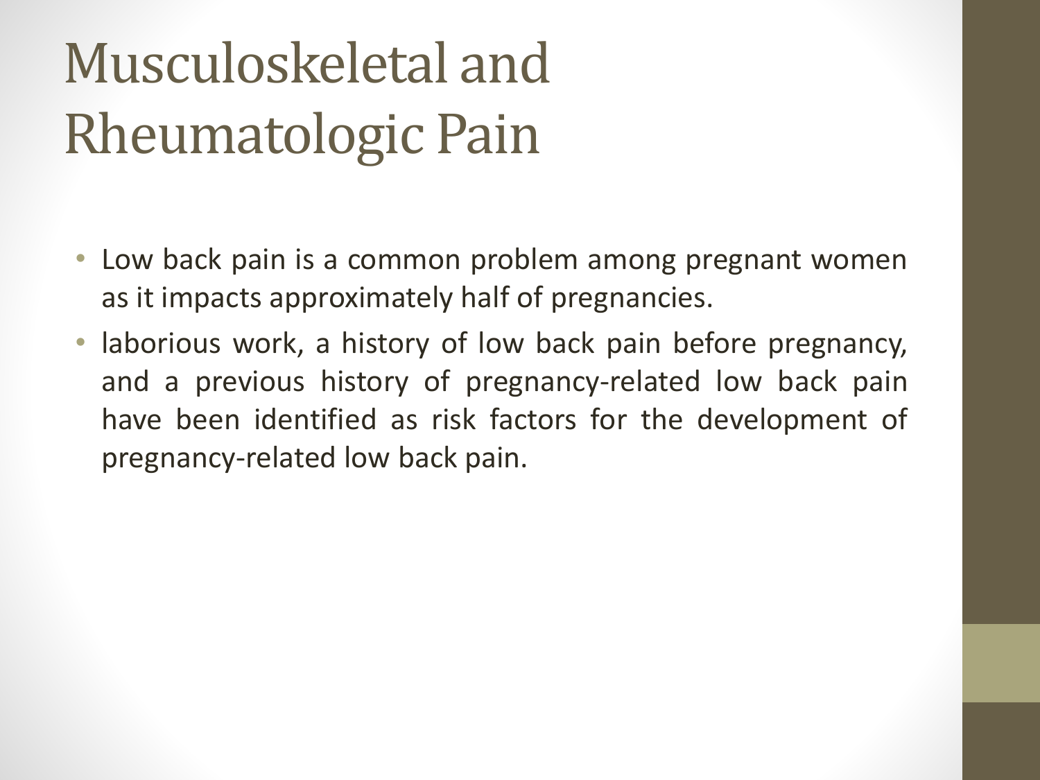# Musculoskeletal and Rheumatologic Pain

- Low back pain is a common problem among pregnant women as it impacts approximately half of pregnancies.
- laborious work, a history of low back pain before pregnancy, and a previous history of pregnancy-related low back pain have been identified as risk factors for the development of pregnancy-related low back pain.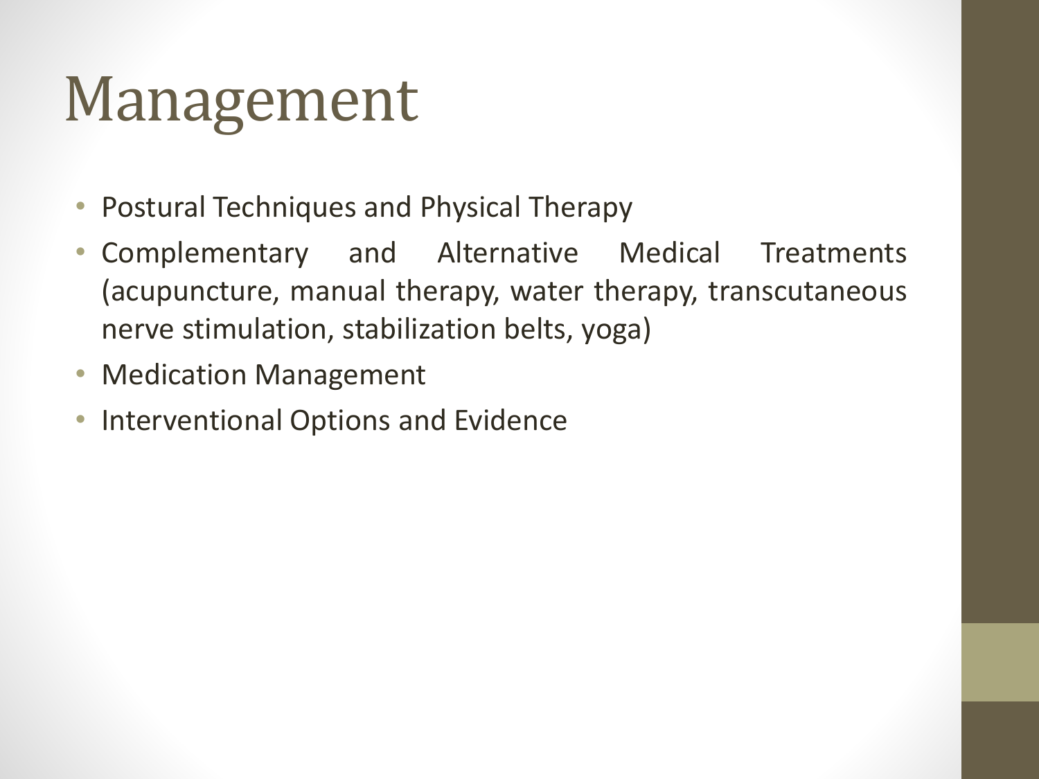# Management

- Postural Techniques and Physical Therapy
- Complementary and Alternative Medical Treatments (acupuncture, manual therapy, water therapy, transcutaneous nerve stimulation, stabilization belts, yoga)
- Medication Management
- Interventional Options and Evidence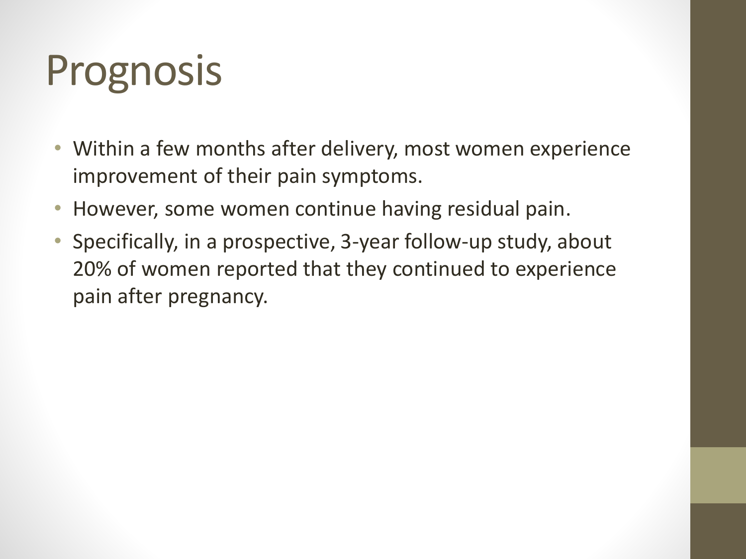# Prognosis

- Within a few months after delivery, most women experience improvement of their pain symptoms.
- However, some women continue having residual pain.
- Specifically, in a prospective, 3-year follow-up study, about 20% of women reported that they continued to experience pain after pregnancy.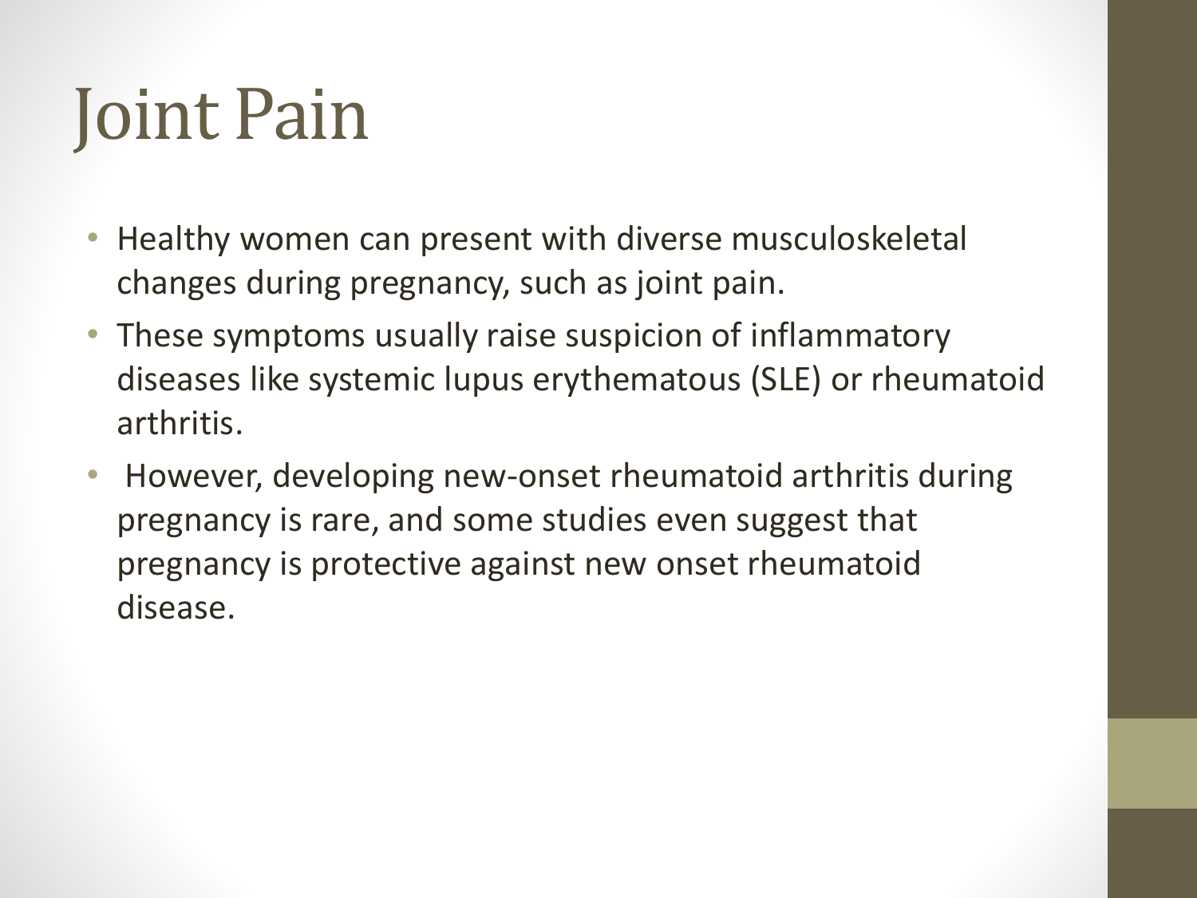# Joint Pain

- Healthy women can present with diverse musculoskeletal changes during pregnancy, such as joint pain.
- These symptoms usually raise suspicion of inflammatory diseases like systemic lupus erythematous (SLE) or rheumatoid arthritis.
- However, developing new-onset rheumatoid arthritis during pregnancy is rare, and some studies even suggest that pregnancy is protective against new onset rheumatoid disease.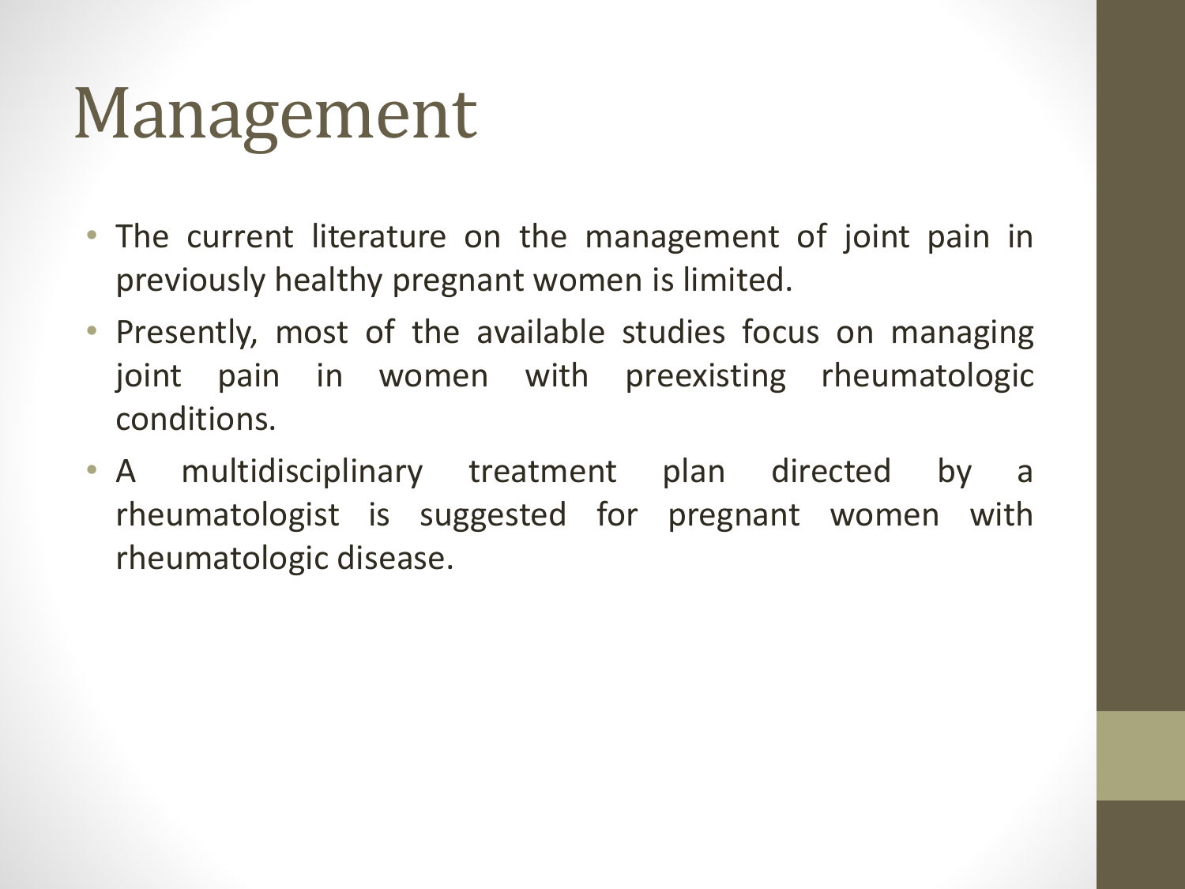# Management

- The current literature on the management of joint pain in previously healthy pregnant women is limited.
- Presently, most of the available studies focus on managing joint pain in women with preexisting rheumatologic conditions.
- A multidisciplinary treatment plan directed by a rheumatologist is suggested for pregnant women with rheumatologic disease.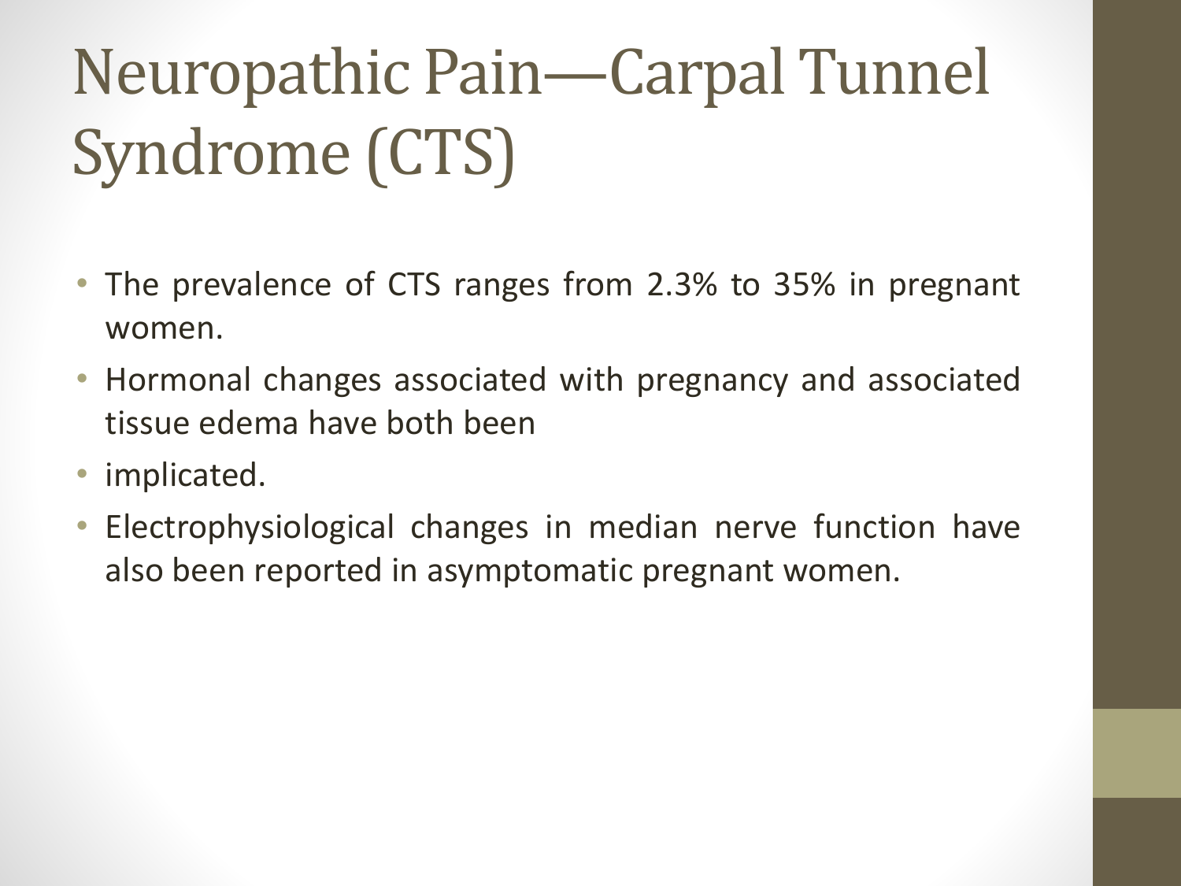# Neuropathic Pain—Carpal Tunnel Syndrome (CTS)

- The prevalence of CTS ranges from 2.3% to 35% in pregnant women.
- Hormonal changes associated with pregnancy and associated tissue edema have both been
- implicated.
- Electrophysiological changes in median nerve function have also been reported in asymptomatic pregnant women.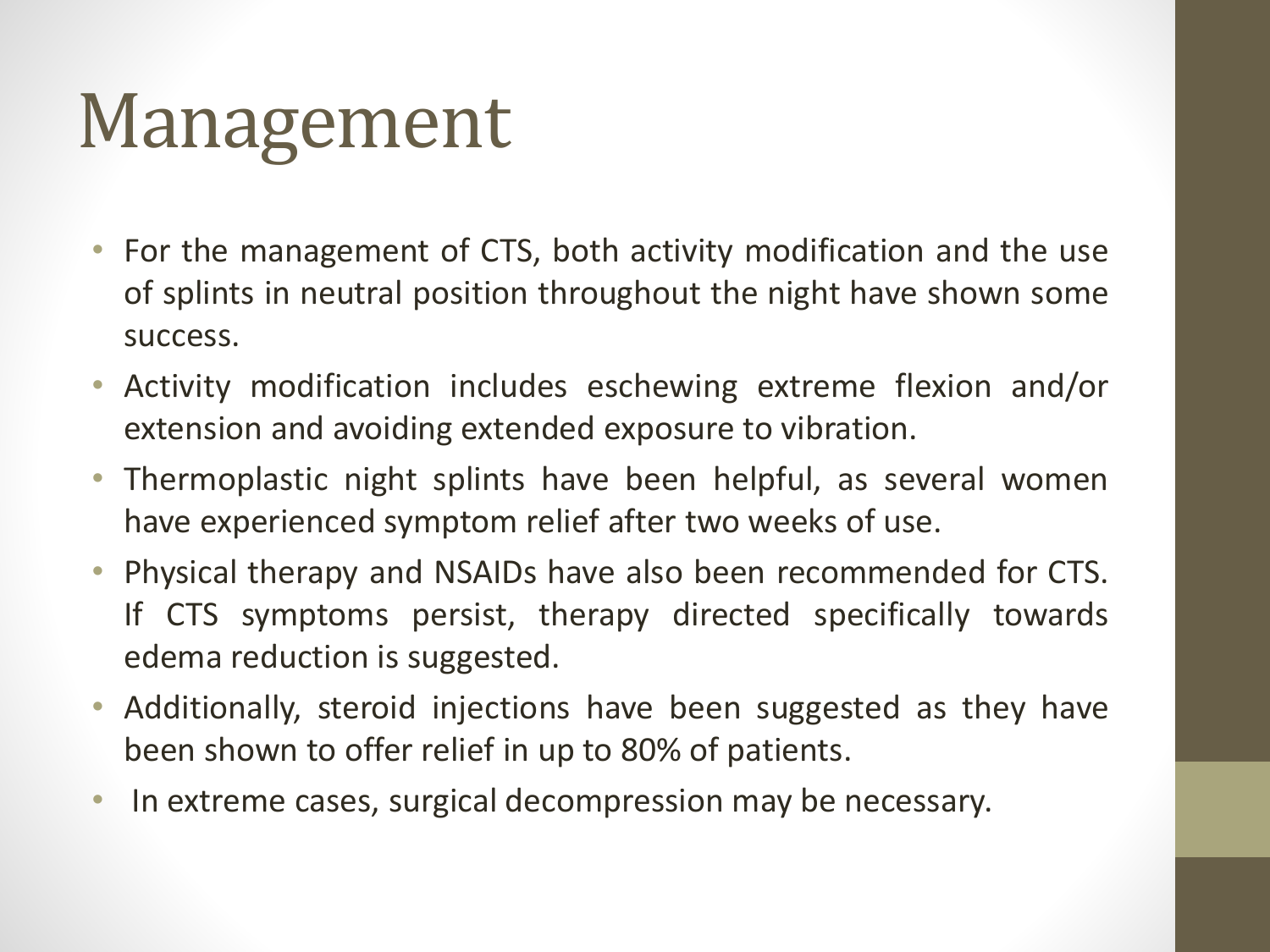# Management

- For the management of CTS, both activity modification and the use of splints in neutral position throughout the night have shown some success.
- Activity modification includes eschewing extreme flexion and/or extension and avoiding extended exposure to vibration.
- Thermoplastic night splints have been helpful, as several women have experienced symptom relief after two weeks of use.
- Physical therapy and NSAIDs have also been recommended for CTS. If CTS symptoms persist, therapy directed specifically towards edema reduction is suggested.
- Additionally, steroid injections have been suggested as they have been shown to offer relief in up to 80% of patients.
- In extreme cases, surgical decompression may be necessary.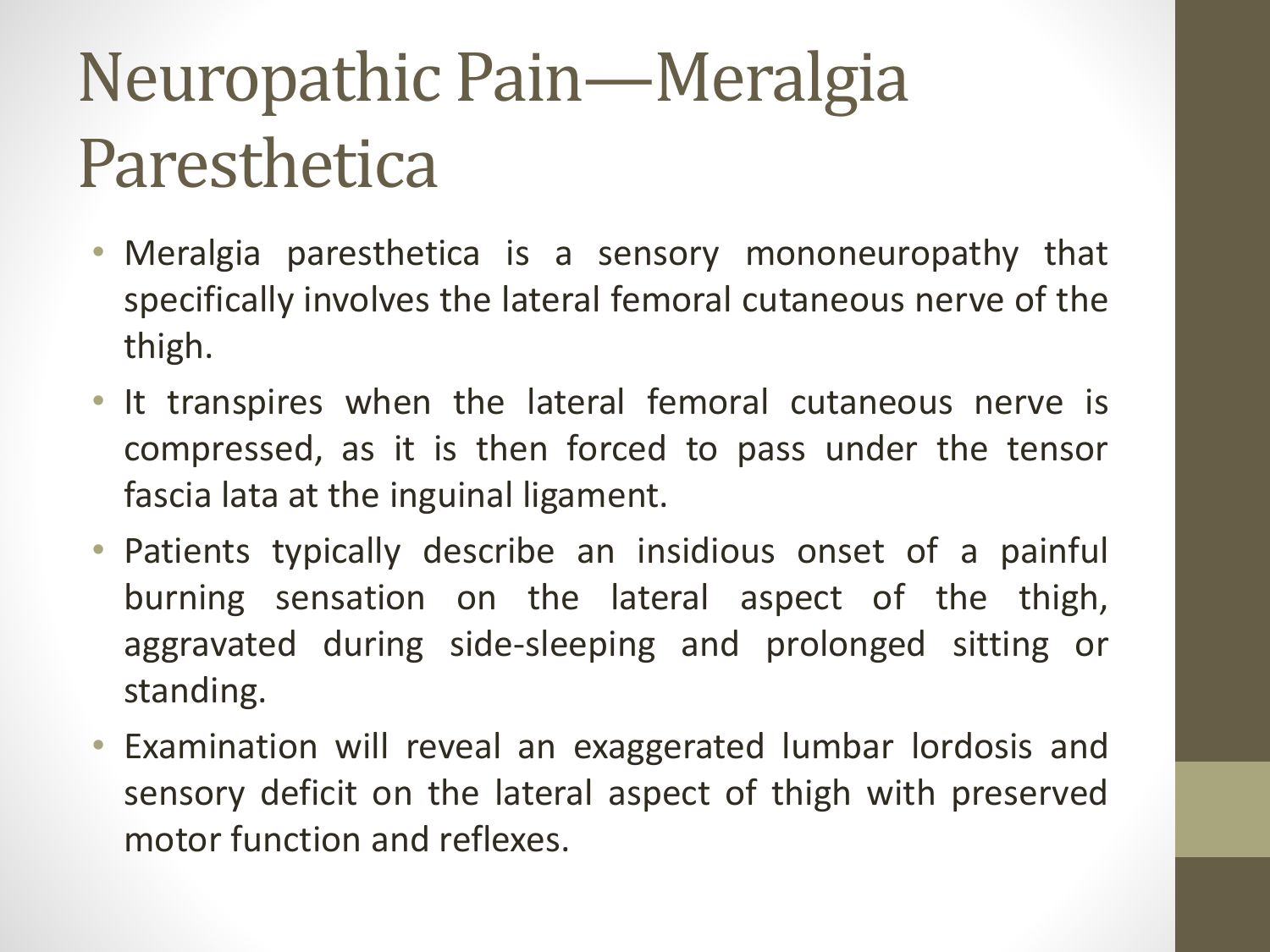# Neuropathic Pain—Meralgia Paresthetica

- Meralgia paresthetica is a sensory mononeuropathy that specifically involves the lateral femoral cutaneous nerve of the thigh.
- It transpires when the lateral femoral cutaneous nerve is compressed, as it is then forced to pass under the tensor fascia lata at the inguinal ligament.
- Patients typically describe an insidious onset of a painful burning sensation on the lateral aspect of the thigh, aggravated during side-sleeping and prolonged sitting or standing.
- Examination will reveal an exaggerated lumbar lordosis and sensory deficit on the lateral aspect of thigh with preserved motor function and reflexes.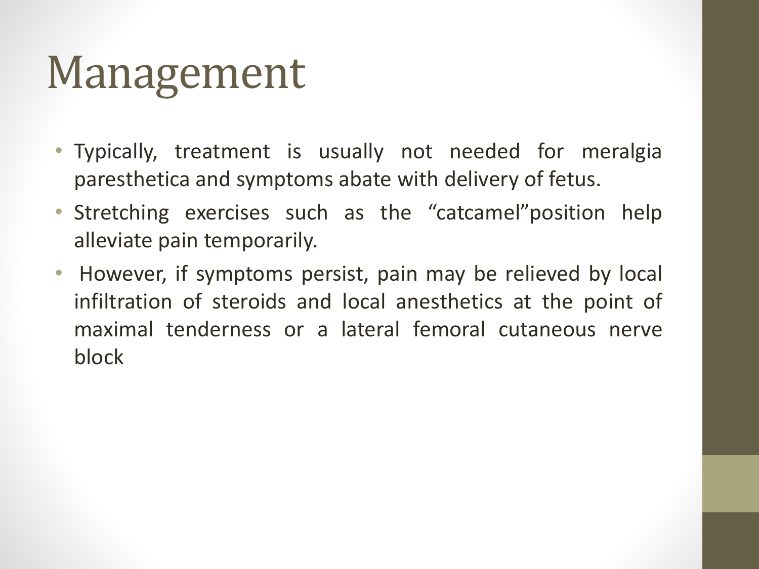# Management

- Typically, treatment is usually not needed for meralgia paresthetica and symptoms abate with delivery of fetus.
- Stretching exercises such as the “catcamel”position help alleviate pain temporarily.
- However, if symptoms persist, pain may be relieved by local infiltration of steroids and local anesthetics at the point of maximal tenderness or a lateral femoral cutaneous nerve block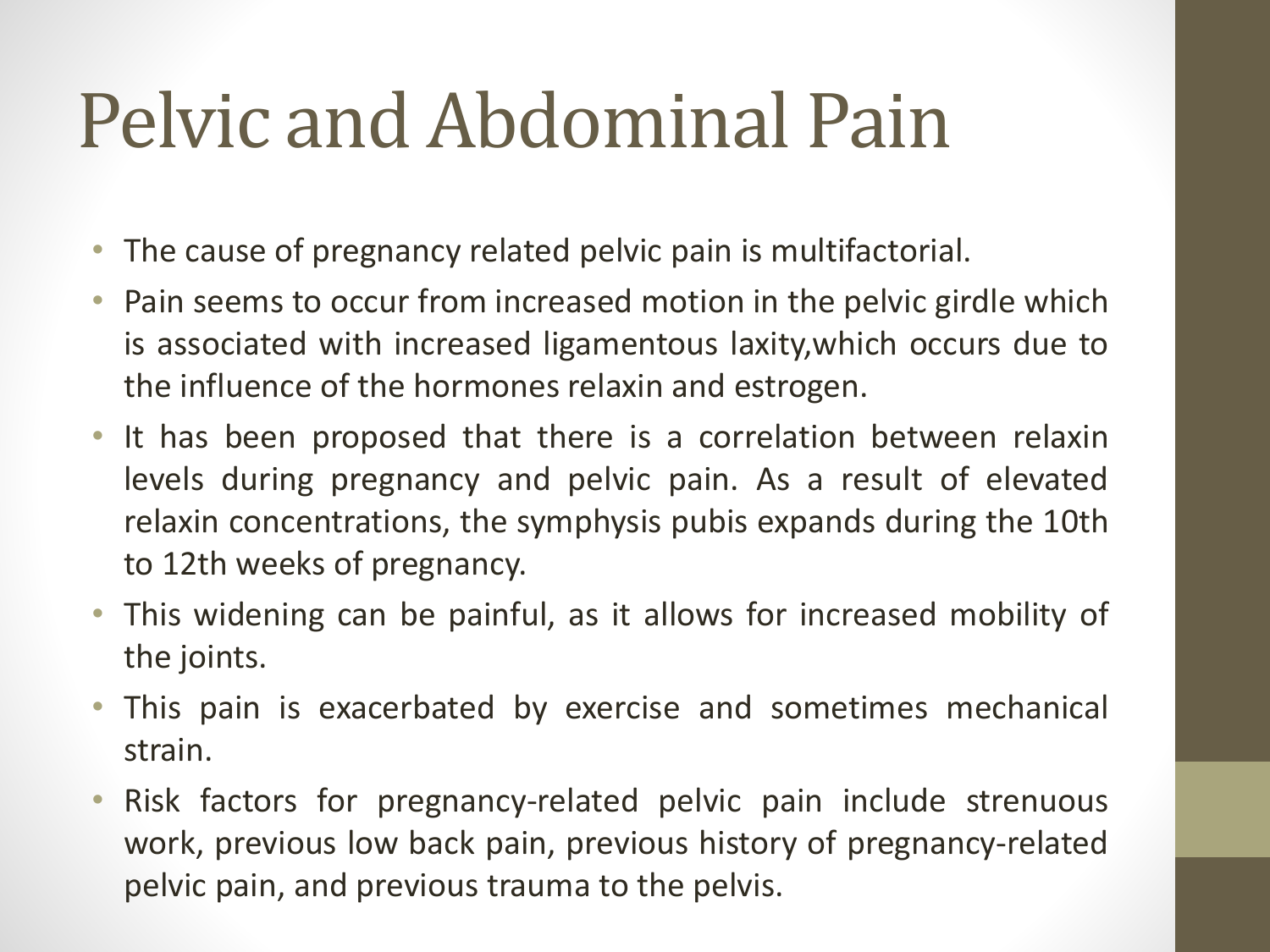# Pelvic and Abdominal Pain

- The cause of pregnancy related pelvic pain is multifactorial.
- Pain seems to occur from increased motion in the pelvic girdle which is associated with increased ligamentous laxity,which occurs due to the influence of the hormones relaxin and estrogen.
- It has been proposed that there is a correlation between relaxin levels during pregnancy and pelvic pain. As a result of elevated relaxin concentrations, the symphysis pubis expands during the 10th to 12th weeks of pregnancy.
- This widening can be painful, as it allows for increased mobility of the joints.
- This pain is exacerbated by exercise and sometimes mechanical strain.
- Risk factors for pregnancy-related pelvic pain include strenuous work, previous low back pain, previous history of pregnancy-related pelvic pain, and previous trauma to the pelvis.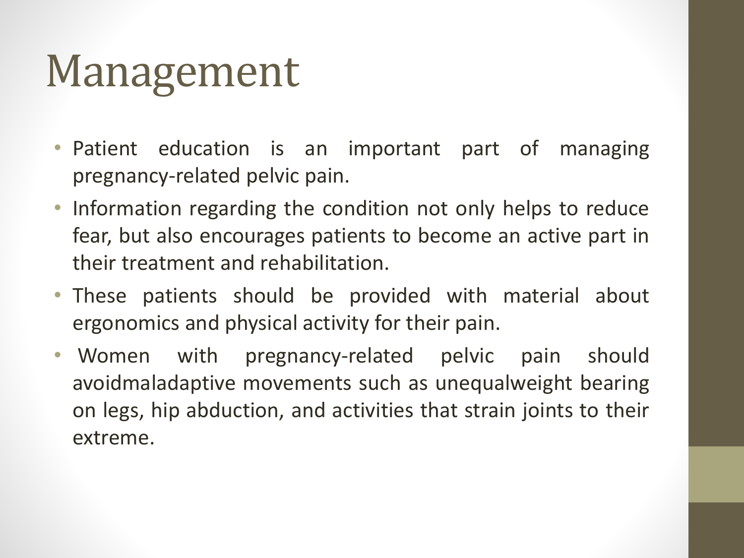# Management

- Patient education is an important part of managing pregnancy-related pelvic pain.
- Information regarding the condition not only helps to reduce fear, but also encourages patients to become an active part in their treatment and rehabilitation.
- These patients should be provided with material about ergonomics and physical activity for their pain.
- Women with pregnancy-related pelvic pain should avoidmaladaptive movements such as unequalweight bearing on legs, hip abduction, and activities that strain joints to their extreme.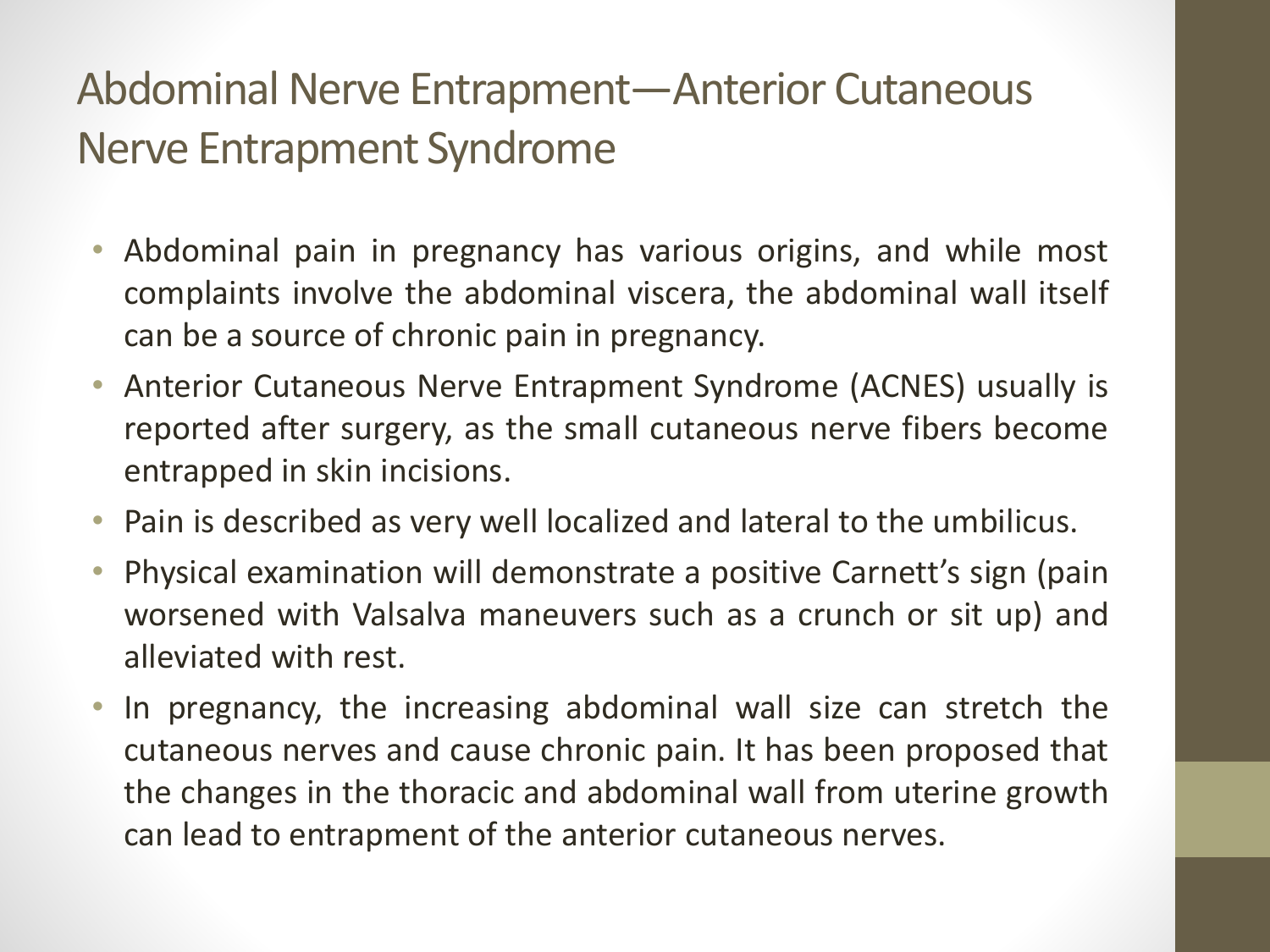# Abdominal Nerve Entrapment—Anterior Cutaneous Nerve Entrapment Syndrome

- Abdominal pain in pregnancy has various origins, and while most complaints involve the abdominal viscera, the abdominal wall itself can be a source of chronic pain in pregnancy.
- Anterior Cutaneous Nerve Entrapment Syndrome (ACNES) usually is reported after surgery, as the small cutaneous nerve fibers become entrapped in skin incisions.
- Pain is described as very well localized and lateral to the umbilicus.
- Physical examination will demonstrate a positive Carnett's sign (pain worsened with Valsalva maneuvers such as a crunch or sit up) and alleviated with rest.
- In pregnancy, the increasing abdominal wall size can stretch the cutaneous nerves and cause chronic pain. It has been proposed that the changes in the thoracic and abdominal wall from uterine growth can lead to entrapment of the anterior cutaneous nerves.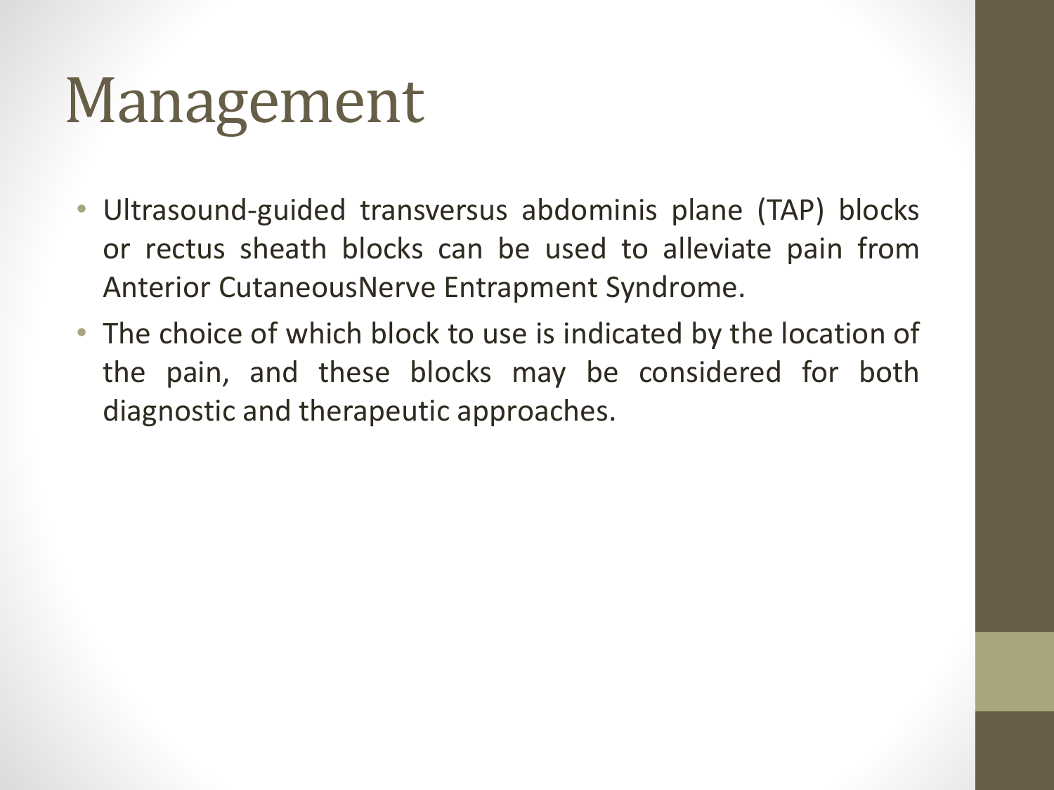# Management

- Ultrasound-guided transversus abdominis plane (TAP) blocks or rectus sheath blocks can be used to alleviate pain from Anterior CutaneousNerve Entrapment Syndrome.
- The choice of which block to use is indicated by the location of the pain, and these blocks may be considered for both diagnostic and therapeutic approaches.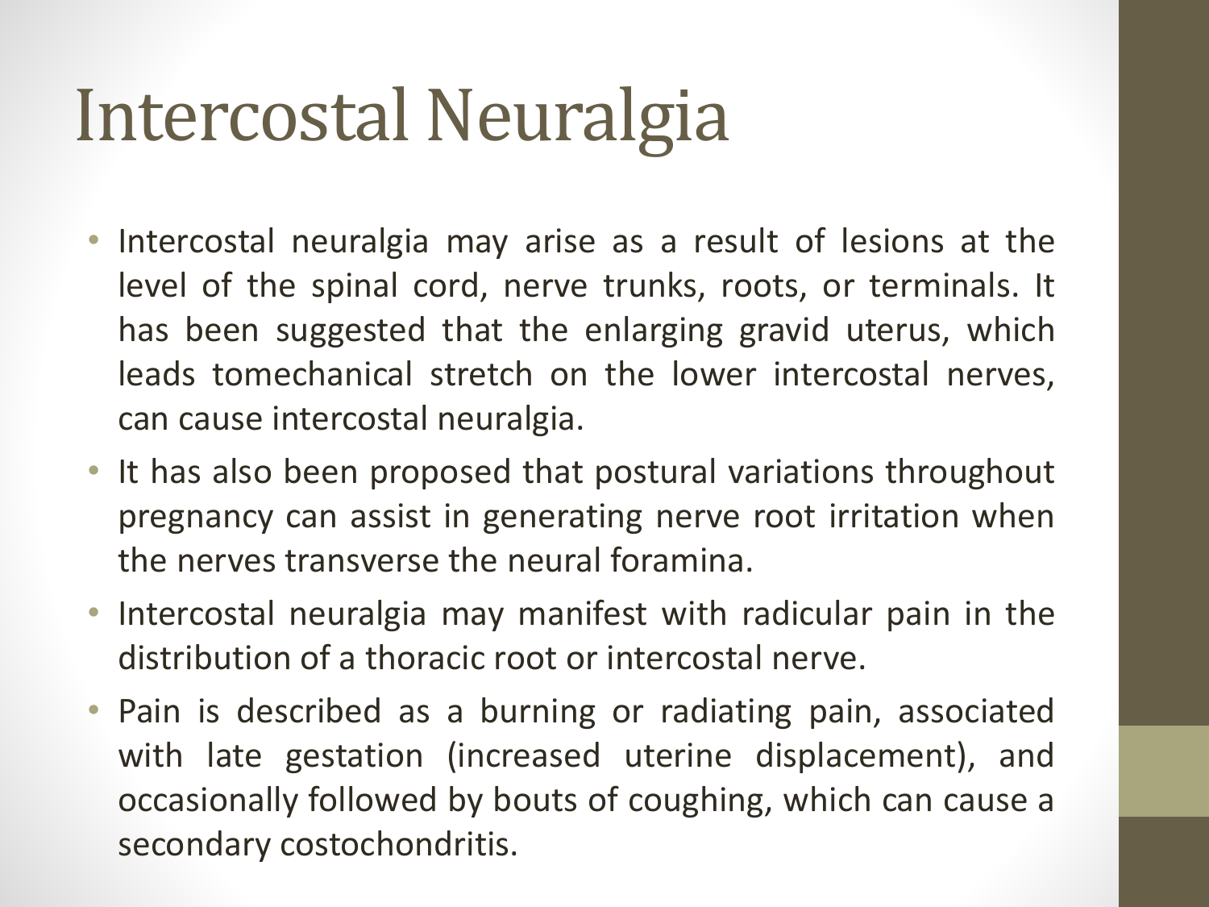# Intercostal Neuralgia

- Intercostal neuralgia may arise as a result of lesions at the level of the spinal cord, nerve trunks, roots, or terminals. It has been suggested that the enlarging gravid uterus, which leads tomechanical stretch on the lower intercostal nerves, can cause intercostal neuralgia.
- It has also been proposed that postural variations throughout pregnancy can assist in generating nerve root irritation when the nerves transverse the neural foramina.
- Intercostal neuralgia may manifest with radicular pain in the distribution of a thoracic root or intercostal nerve.
- Pain is described as a burning or radiating pain, associated with late gestation (increased uterine displacement), and occasionally followed by bouts of coughing, which can cause a secondary costochondritis.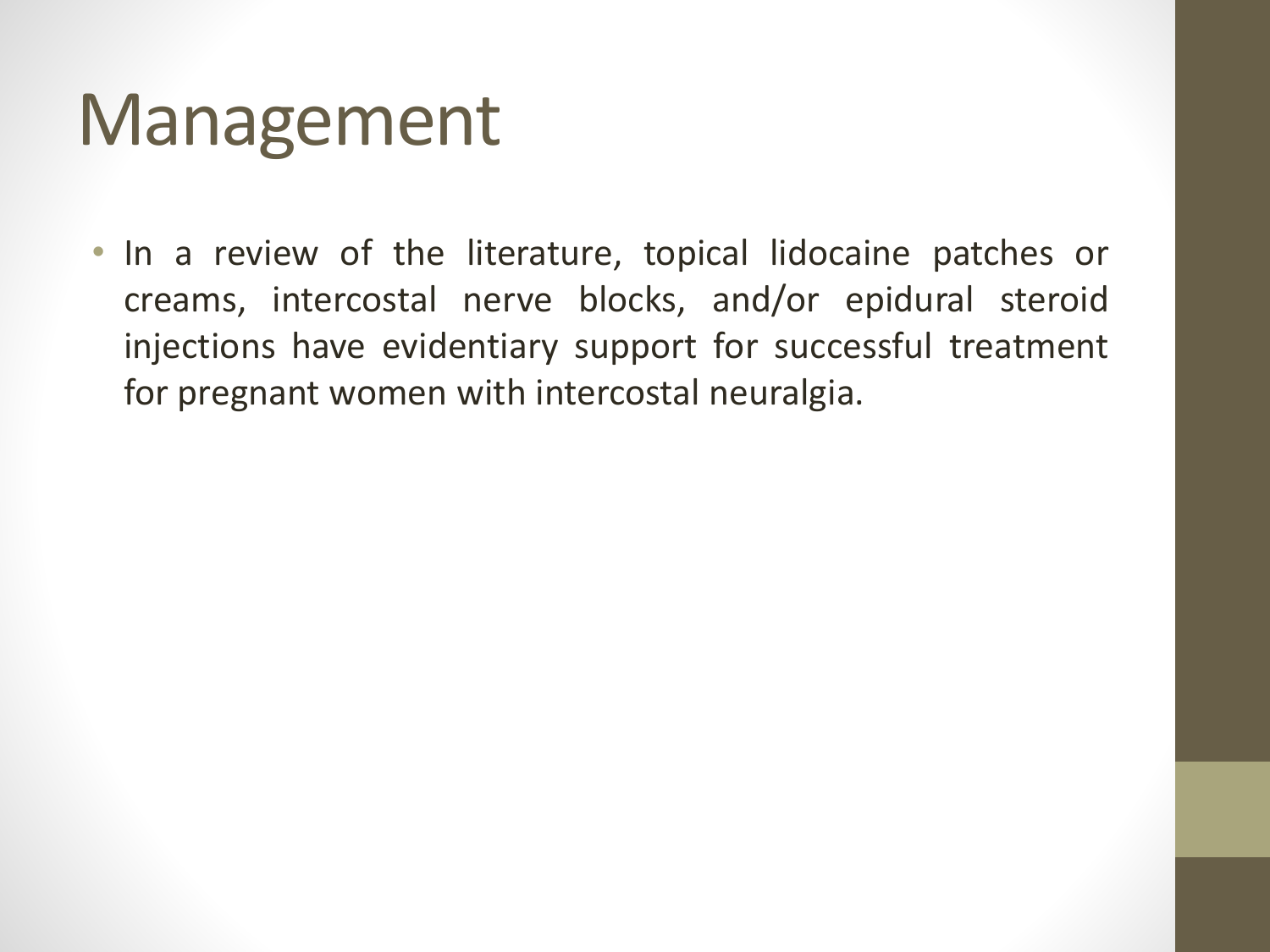# Management

- In a review of the literature, topical lidocaine patches or creams, intercostal nerve blocks, and/or epidural steroid injections have evidentiary support for successful treatment for pregnant women with intercostal neuralgia.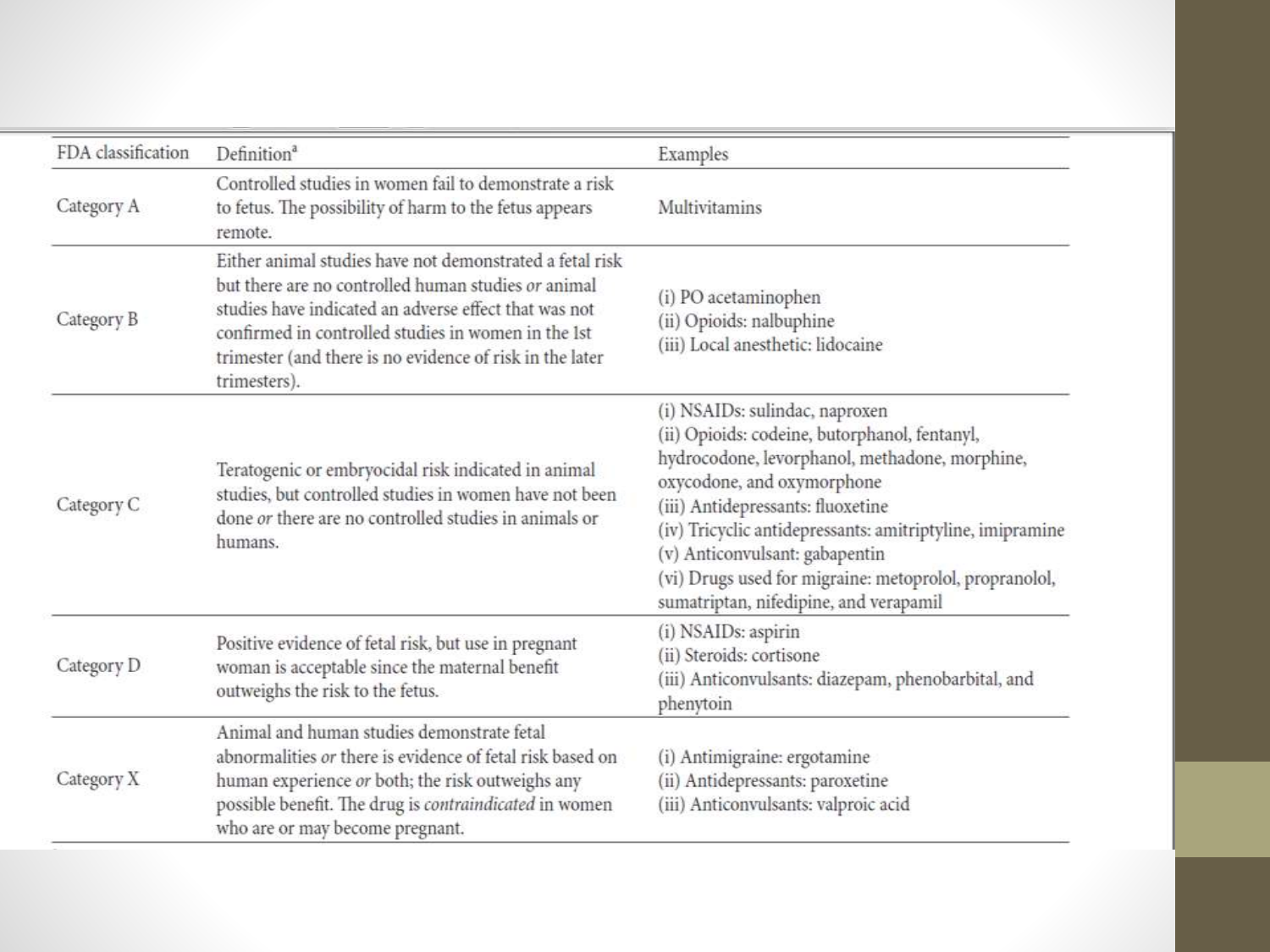| FDA classification | Definition[a] | Examples |
|---|---|---|
| Category A | Controlled studies in women fail to demonstrate a risk to fetus. The possibility of harm to the fetus appears remote. | Multivitamins |
| Category B | Either animal studies have not demonstrated a fetal risk but there are no controlled human studies *or* animal studies have indicated an adverse effect that was not confirmed in controlled studies in women in the 1st trimester (and there is no evidence of risk in the later trimesters). | (i) PO acetaminophen<br>(ii) Opioids: nalbuphine<br>(iii) Local anesthetic: lidocaine |
| Category C | Teratogenic or embryocidal risk indicated in animal studies, but controlled studies in women have not been done *or* there are no controlled studies in animals or humans. | (i) NSAIDs: sulindac, naproxen<br>(ii) Opioids: codeine, butorphanol, fentanyl, hydrocodone, levorphanol, methadone, morphine, oxycodone, and oxymorphone<br>(iii) Antidepressants: fluoxetine<br>(iv) Tricyclic antidepressants: amitriptyline, imipramine<br>(v) Anticonvulsant: gabapentin<br>(vi) Drugs used for migraine: metoprolol, propranolol, sumatriptan, nifedipine, and verapamil |
| Category D | Positive evidence of fetal risk, but use in pregnant woman is acceptable since the maternal benefit outweighs the risk to the fetus. | (i) NSAIDs: aspirin<br>(ii) Steroids: cortisone<br>(iii) Anticonvulsants: diazepam, phenobarbital, and phenytoin |
| Category X | Animal and human studies demonstrate fetal abnormalities *or* there is evidence of fetal risk based on human experience *or* both; the risk outweighs any possible benefit. The drug is *contraindicated* in women who are or may become pregnant. | (i) Antimigraine: ergotamine<br>(ii) Antidepressants: paroxetine<br>(iii) Anticonvulsants: valproic acid |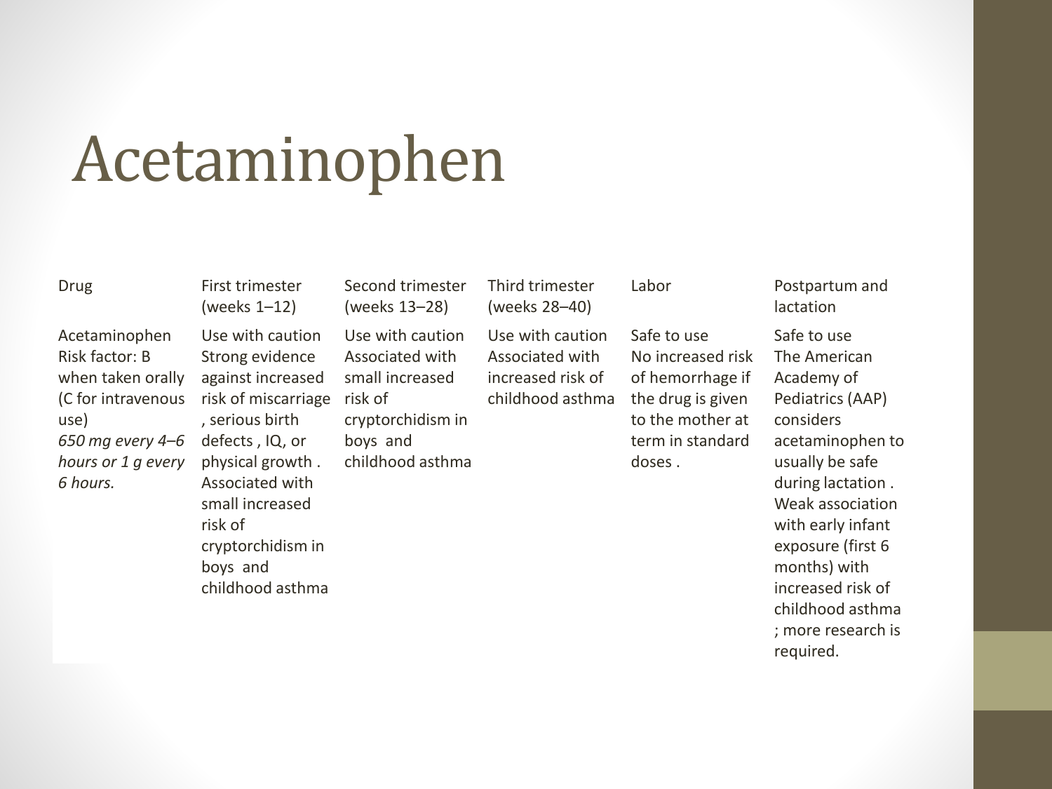# Acetaminophen

| Drug | First trimester (weeks 1–12) | Second trimester (weeks 13–28) | Third trimester (weeks 28–40) | Labor | Postpartum and lactation |
|---|---|---|---|---|---|
| Acetaminophen Risk factor: B when taken orally (C for intravenous use) *650 mg every 4–6 hours or 1 g every 6 hours.* | Use with caution Strong evidence against increased risk of miscarriage , serious birth defects , IQ, or physical growth . Associated with small increased risk of cryptorchidism in boys and childhood asthma | Use with caution Associated with small increased risk of cryptorchidism in boys and childhood asthma | Use with caution Associated with increased risk of childhood asthma | Safe to use No increased risk of hemorrhage if the drug is given to the mother at term in standard doses . | Safe to use The American Academy of Pediatrics (AAP) considers acetaminophen to usually be safe during lactation . Weak association with early infant exposure (first 6 months) with increased risk of childhood asthma ; more research is required. |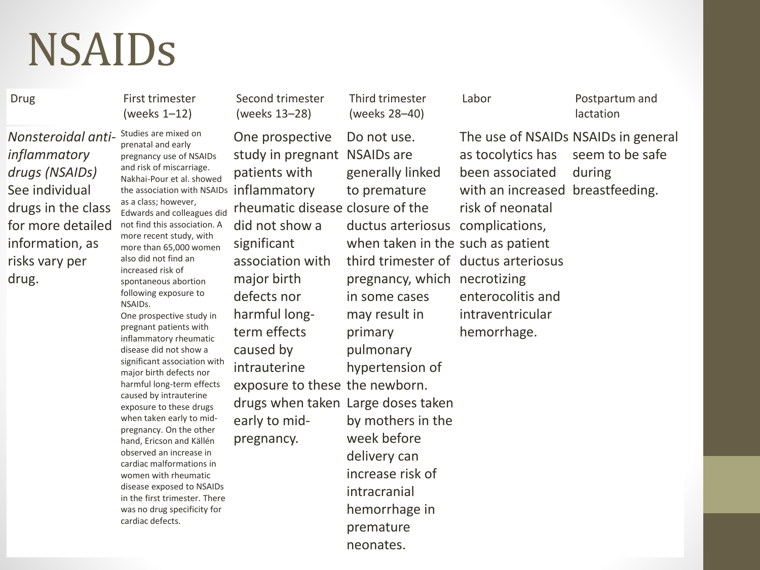# NSAIDs

| Drug | First trimester (weeks 1–12) | Second trimester (weeks 13–28) | Third trimester (weeks 28–40) | Labor | Postpartum and lactation |
|---|---|---|---|---|---|
| *Nonsteroidal anti-inflammatory drugs (NSAIDs)* See individual drugs in the class for more detailed information, as risks vary per drug. | Studies are mixed on prenatal and early pregnancy use of NSAIDs and risk of miscarriage. Nakhai-Pour et al. showed the association with NSAIDs as a class; however, Edwards and colleagues did not find this association. A more recent study, with more than 65,000 women also did not find an increased risk of spontaneous abortion following exposure to NSAIDs. One prospective study in pregnant patients with inflammatory rheumatic disease did not show a significant association with major birth defects nor harmful long-term effects caused by intrauterine exposure to these drugs when taken early to mid-pregnancy. On the other hand, Ericson and Källén observed an increase in cardiac malformations in women with rheumatic disease exposed to NSAIDs in the first trimester. There was no drug specificity for cardiac defects. | One prospective study in pregnant patients with inflammatory rheumatic disease did not show a significant association with major birth defects nor harmful long-term effects caused by intrauterine exposure to these drugs when taken early to mid-pregnancy. | Do not use. NSAIDs are generally linked to premature closure of the ductus arteriosus when taken in the third trimester of pregnancy, which in some cases may result in primary pulmonary hypertension of the newborn. Large doses taken by mothers in the week before delivery can increase risk of intracranial hemorrhage in premature neonates. | The use of NSAIDs as tocolytics has been associated with an increased risk of neonatal complications, such as patient ductus arteriosus necrotizing enterocolitis and intraventricular hemorrhage. | NSAIDs in general seem to be safe during breastfeeding. |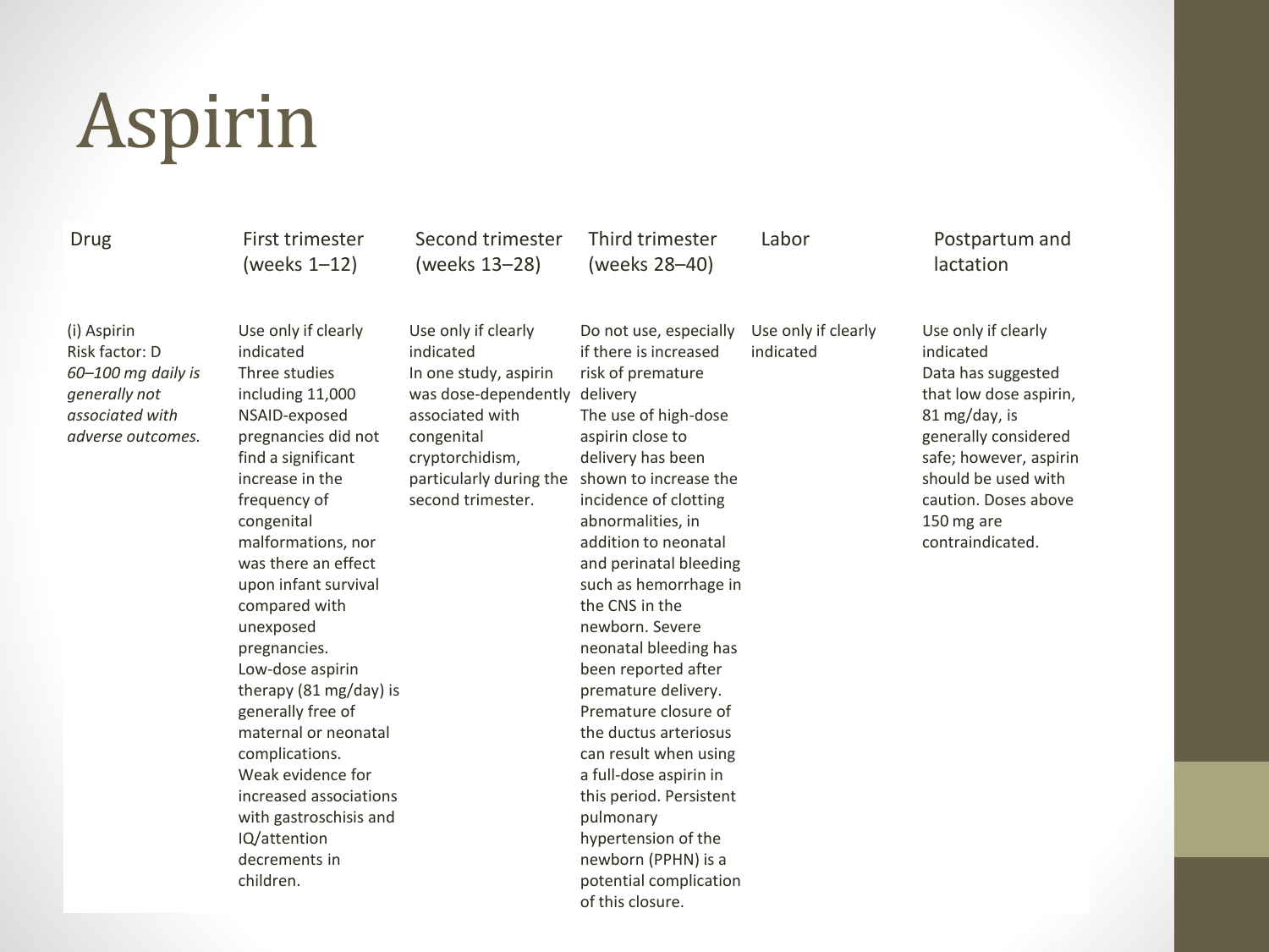# Aspirin

| Drug | First trimester (weeks 1–12) | Second trimester (weeks 13–28) | Third trimester (weeks 28–40) | Labor | Postpartum and lactation |
|---|---|---|---|---|---|
| (i) Aspirin<br>Risk factor: D<br>*60–100 mg daily is generally not associated with adverse outcomes.* | Use only if clearly indicated<br>Three studies including 11,000 NSAID-exposed pregnancies did not find a significant increase in the frequency of congenital malformations, nor was there an effect upon infant survival compared with unexposed pregnancies.<br>Low-dose aspirin therapy (81 mg/day) is generally free of maternal or neonatal complications.<br>Weak evidence for increased associations with gastroschisis and IQ/attention decrements in children. | Use only if clearly indicated<br>In one study, aspirin was dose-dependently associated with congenital cryptorchidism, particularly during the second trimester. | Do not use, especially if there is increased risk of premature delivery<br>The use of high-dose aspirin close to delivery has been shown to increase the incidence of clotting abnormalities, in addition to neonatal and perinatal bleeding such as hemorrhage in the CNS in the newborn. Severe neonatal bleeding has been reported after premature delivery. Premature closure of the ductus arteriosus can result when using a full-dose aspirin in this period. Persistent pulmonary hypertension of the newborn (PPHN) is a potential complication of this closure. | Use only if clearly indicated | Use only if clearly indicated<br>Data has suggested that low dose aspirin, 81 mg/day, is generally considered safe; however, aspirin should be used with caution. Doses above 150 mg are contraindicated. |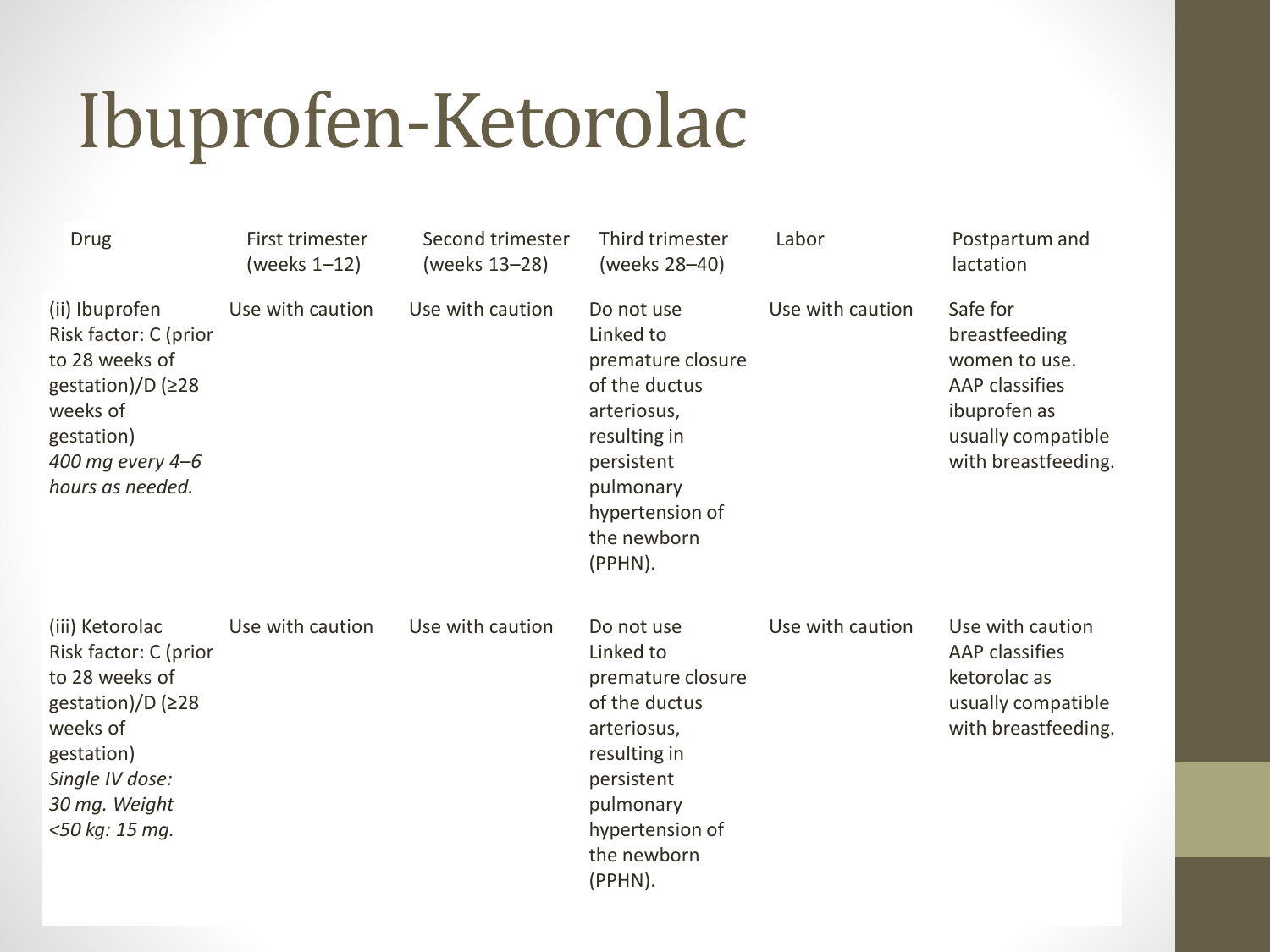# Ibuprofen-Ketorolac

| Drug | First trimester (weeks 1–12) | Second trimester (weeks 13–28) | Third trimester (weeks 28–40) | Labor | Postpartum and lactation |
|---|---|---|---|---|---|
| (ii) Ibuprofen Risk factor: C (prior to 28 weeks of gestation)/D (≥28 weeks of gestation) *400 mg every 4–6 hours as needed.* | Use with caution | Use with caution | Do not use Linked to premature closure of the ductus arteriosus, resulting in persistent pulmonary hypertension of the newborn (PPHN). | Use with caution | Safe for breastfeeding women to use. AAP classifies ibuprofen as usually compatible with breastfeeding. |
| (iii) Ketorolac Risk factor: C (prior to 28 weeks of gestation)/D (≥28 weeks of gestation) *Single IV dose: 30 mg. Weight <50 kg: 15 mg.* | Use with caution | Use with caution | Do not use Linked to premature closure of the ductus arteriosus, resulting in persistent pulmonary hypertension of the newborn (PPHN). | Use with caution | Use with caution AAP classifies ketorolac as usually compatible with breastfeeding. |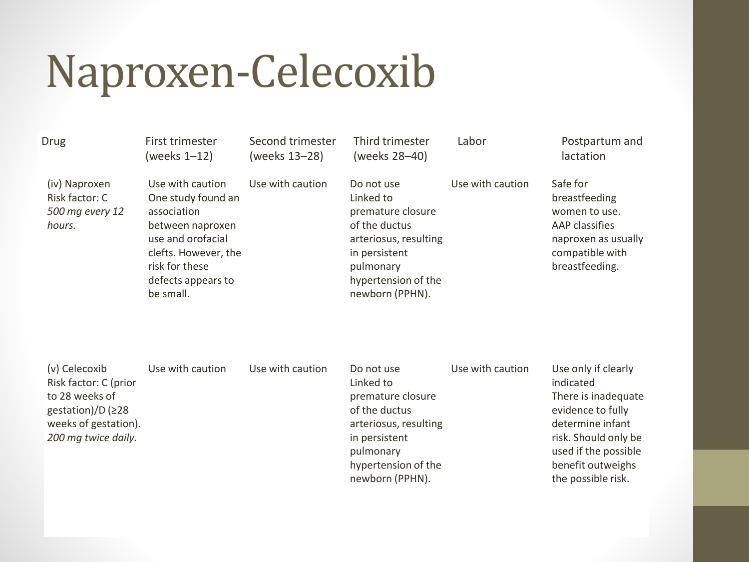# Naproxen-Celecoxib

| Drug | First trimester (weeks 1–12) | Second trimester (weeks 13–28) | Third trimester (weeks 28–40) | Labor | Postpartum and lactation |
|---|---|---|---|---|---|
| (iv) Naproxen<br>Risk factor: C<br>*500 mg every 12 hours.* | Use with caution<br>One study found an association between naproxen use and orofacial clefts. However, the risk for these defects appears to be small. | Use with caution | Do not use<br>Linked to premature closure of the ductus arteriosus, resulting in persistent pulmonary hypertension of the newborn (PPHN). | Use with caution | Safe for breastfeeding women to use.<br>AAP classifies naproxen as usually compatible with breastfeeding. |
| (v) Celecoxib<br>Risk factor: C (prior to 28 weeks of gestation)/D (≥28 weeks of gestation).<br>*200 mg twice daily.* | Use with caution | Use with caution | Do not use<br>Linked to premature closure of the ductus arteriosus, resulting in persistent pulmonary hypertension of the newborn (PPHN). | Use with caution | Use only if clearly indicated<br>There is inadequate evidence to fully determine infant risk. Should only be used if the possible benefit outweighs the possible risk. |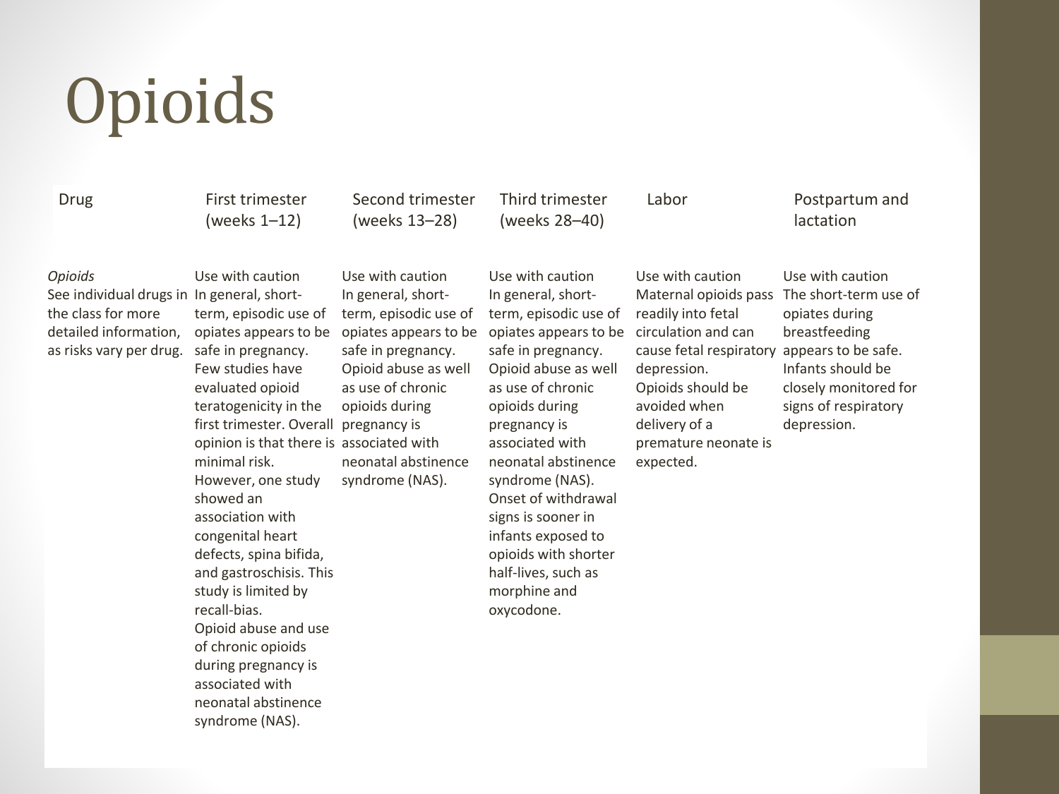# Opioids

| Drug | First trimester (weeks 1–12) | Second trimester (weeks 13–28) | Third trimester (weeks 28–40) | Labor | Postpartum and lactation |
|---|---|---|---|---|---|
| *Opioids*<br>See individual drugs in the class for more detailed information, as risks vary per drug. | Use with caution<br>In general, short-term, episodic use of opiates appears to be safe in pregnancy. Few studies have evaluated opioid teratogenicity in the first trimester. Overall opinion is that there is minimal risk. However, one study showed an association with congenital heart defects, spina bifida, and gastroschisis. This study is limited by recall-bias.<br>Opioid abuse and use of chronic opioids during pregnancy is associated with neonatal abstinence syndrome (NAS). | Use with caution<br>In general, short-term, episodic use of opiates appears to be safe in pregnancy. Opioid abuse as well as use of chronic opioids during pregnancy is associated with neonatal abstinence syndrome (NAS). | Use with caution<br>In general, short-term, episodic use of opiates appears to be safe in pregnancy. Opioid abuse as well as use of chronic opioids during pregnancy is associated with neonatal abstinence syndrome (NAS). Onset of withdrawal signs is sooner in infants exposed to opioids with shorter half-lives, such as morphine and oxycodone. | Use with caution<br>Maternal opioids pass readily into fetal circulation and can cause fetal respiratory depression.<br>Opioids should be avoided when delivery of a premature neonate is expected. | Use with caution<br>The short-term use of opiates during breastfeeding appears to be safe. Infants should be closely monitored for signs of respiratory depression. |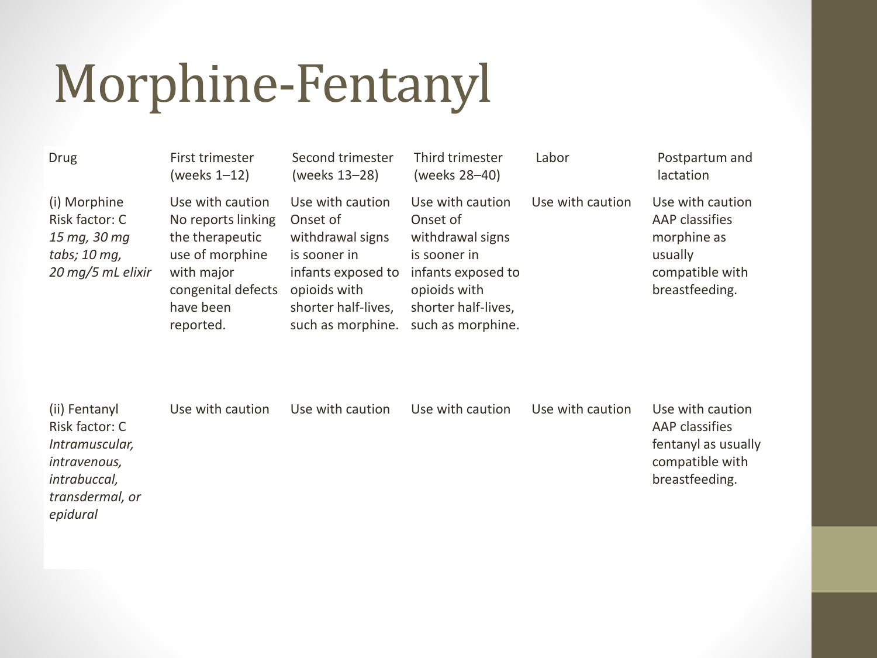# Morphine-Fentanyl

| Drug | First trimester (weeks 1–12) | Second trimester (weeks 13–28) | Third trimester (weeks 28–40) | Labor | Postpartum and lactation |
|---|---|---|---|---|---|
| (i) Morphine Risk factor: C *15 mg, 30 mg tabs; 10 mg, 20 mg/5 mL elixir* | Use with caution No reports linking the therapeutic use of morphine with major congenital defects have been reported. | Use with caution Onset of withdrawal signs is sooner in infants exposed to opioids with shorter half-lives, such as morphine. | Use with caution Onset of withdrawal signs is sooner in infants exposed to opioids with shorter half-lives, such as morphine. | Use with caution | Use with caution AAP classifies morphine as usually compatible with breastfeeding. |
| (ii) Fentanyl Risk factor: C *Intramuscular, intravenous, intrabuccal, transdermal, or epidural* | Use with caution | Use with caution | Use with caution | Use with caution | Use with caution AAP classifies fentanyl as usually compatible with breastfeeding. |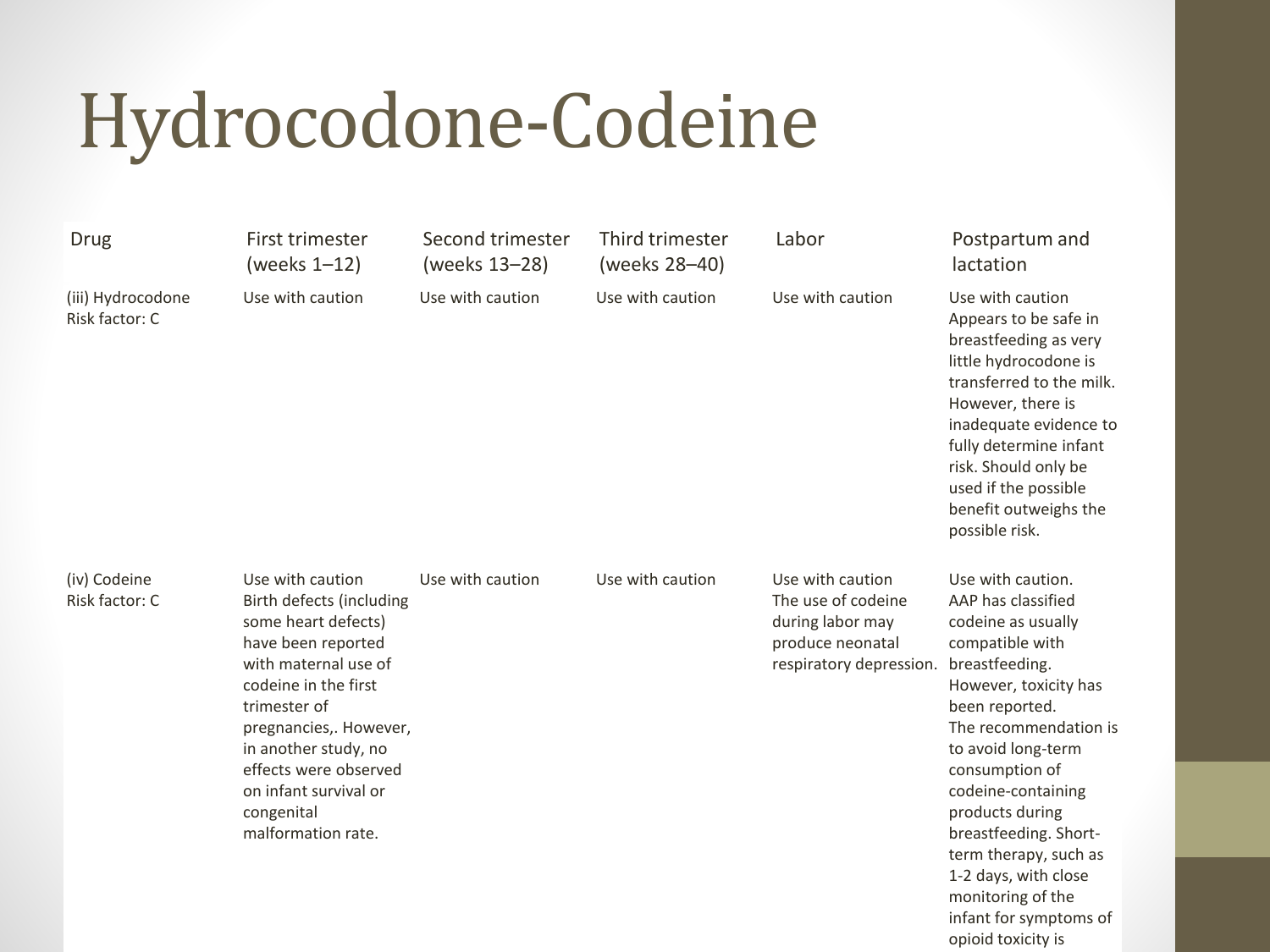# Hydrocodone-Codeine

| Drug | First trimester (weeks 1–12) | Second trimester (weeks 13–28) | Third trimester (weeks 28–40) | Labor | Postpartum and lactation |
|---|---|---|---|---|---|
| (iii) Hydrocodone Risk factor: C | Use with caution | Use with caution | Use with caution | Use with caution | Use with caution Appears to be safe in breastfeeding as very little hydrocodone is transferred to the milk. However, there is inadequate evidence to fully determine infant risk. Should only be used if the possible benefit outweighs the possible risk. |
| (iv) Codeine Risk factor: C | Use with caution Birth defects (including some heart defects) have been reported with maternal use of codeine in the first trimester of pregnancies,. However, in another study, no effects were observed on infant survival or congenital malformation rate. | Use with caution | Use with caution | Use with caution The use of codeine during labor may produce neonatal respiratory depression. | Use with caution. AAP has classified codeine as usually compatible with breastfeeding. However, toxicity has been reported. The recommendation is to avoid long-term consumption of codeine-containing products during breastfeeding. Short-term therapy, such as 1-2 days, with close monitoring of the infant for symptoms of opioid toxicity is |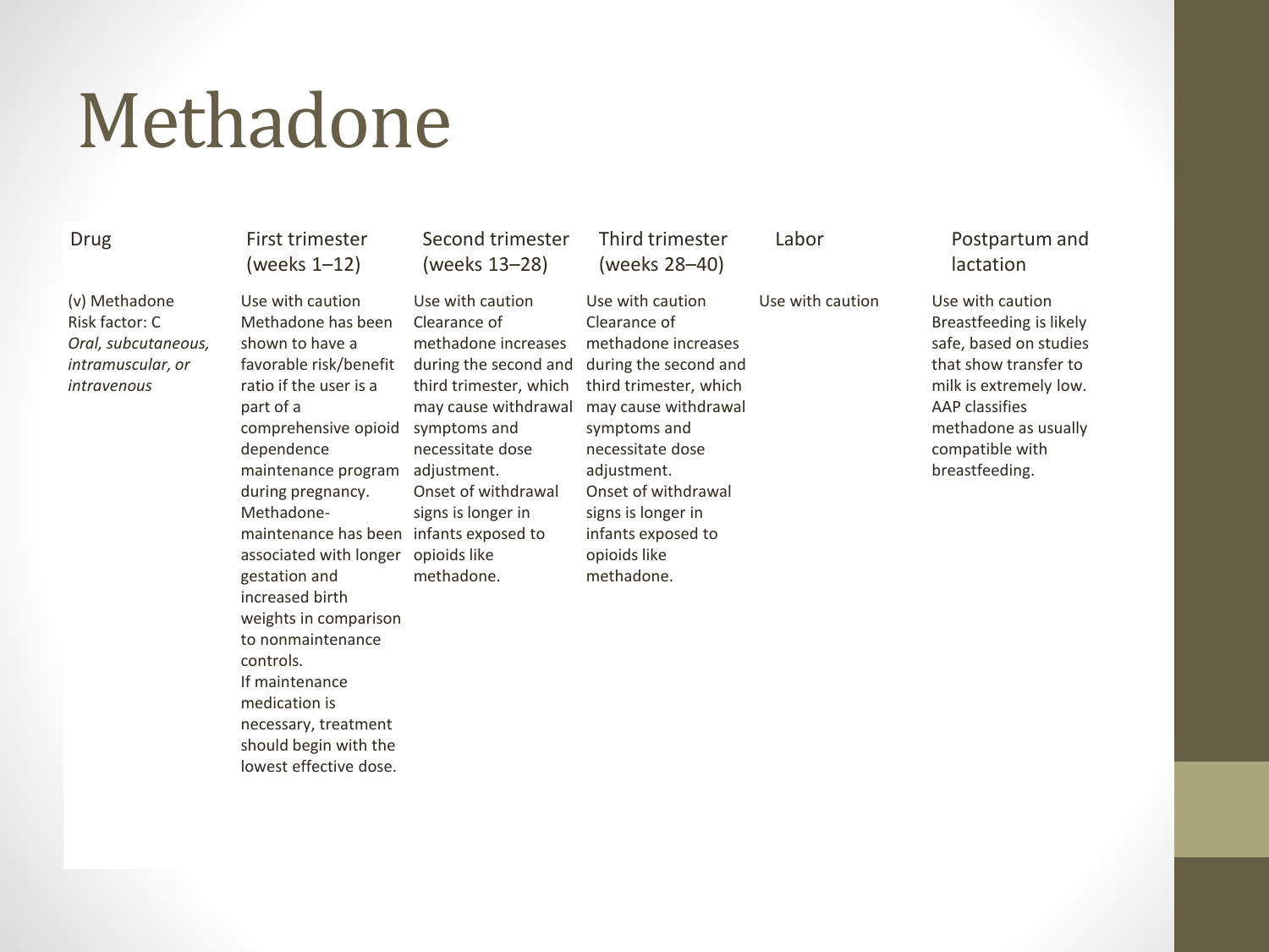# Methadone

| Drug | First trimester (weeks 1–12) | Second trimester (weeks 13–28) | Third trimester (weeks 28–40) | Labor | Postpartum and lactation |
|---|---|---|---|---|---|
| (v) Methadone<br>Risk factor: C<br>*Oral, subcutaneous, intramuscular, or intravenous* | Use with caution<br>Methadone has been shown to have a favorable risk/benefit ratio if the user is a part of a comprehensive opioid dependence maintenance program during pregnancy.<br>Methadone-maintenance has been associated with longer gestation and increased birth weights in comparison to nonmaintenance controls.<br>If maintenance medication is necessary, treatment should begin with the lowest effective dose. | Use with caution<br>Clearance of methadone increases during the second and third trimester, which may cause withdrawal symptoms and necessitate dose adjustment.<br>Onset of withdrawal signs is longer in infants exposed to opioids like methadone. | Use with caution<br>Clearance of methadone increases during the second and third trimester, which may cause withdrawal symptoms and necessitate dose adjustment.<br>Onset of withdrawal signs is longer in infants exposed to opioids like methadone. | Use with caution | Use with caution<br>Breastfeeding is likely safe, based on studies that show transfer to milk is extremely low.<br>AAP classifies methadone as usually compatible with breastfeeding. |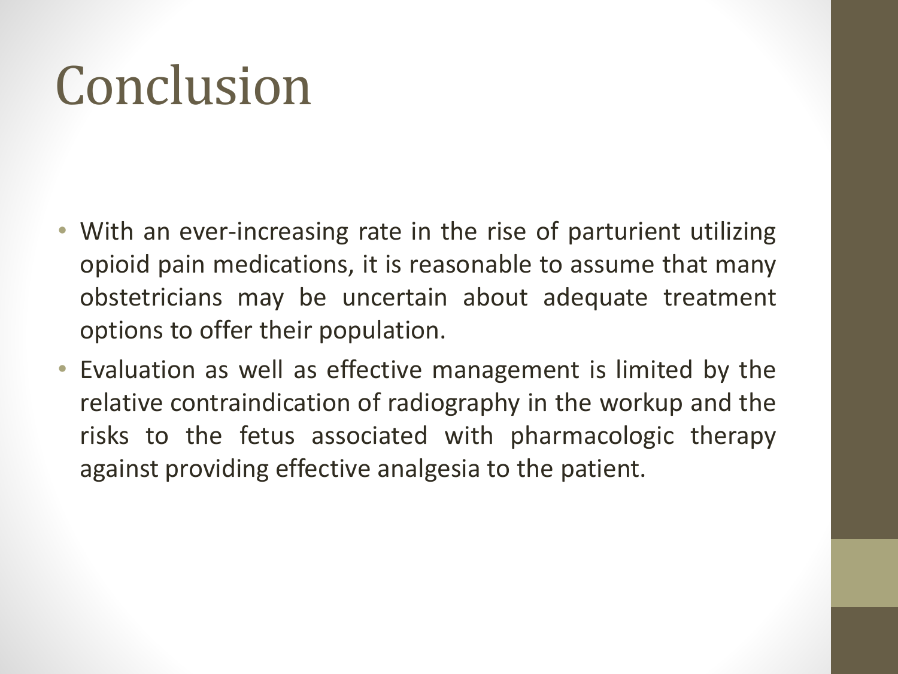# Conclusion

- With an ever-increasing rate in the rise of parturient utilizing opioid pain medications, it is reasonable to assume that many obstetricians may be uncertain about adequate treatment options to offer their population.
- Evaluation as well as effective management is limited by the relative contraindication of radiography in the workup and the risks to the fetus associated with pharmacologic therapy against providing effective analgesia to the patient.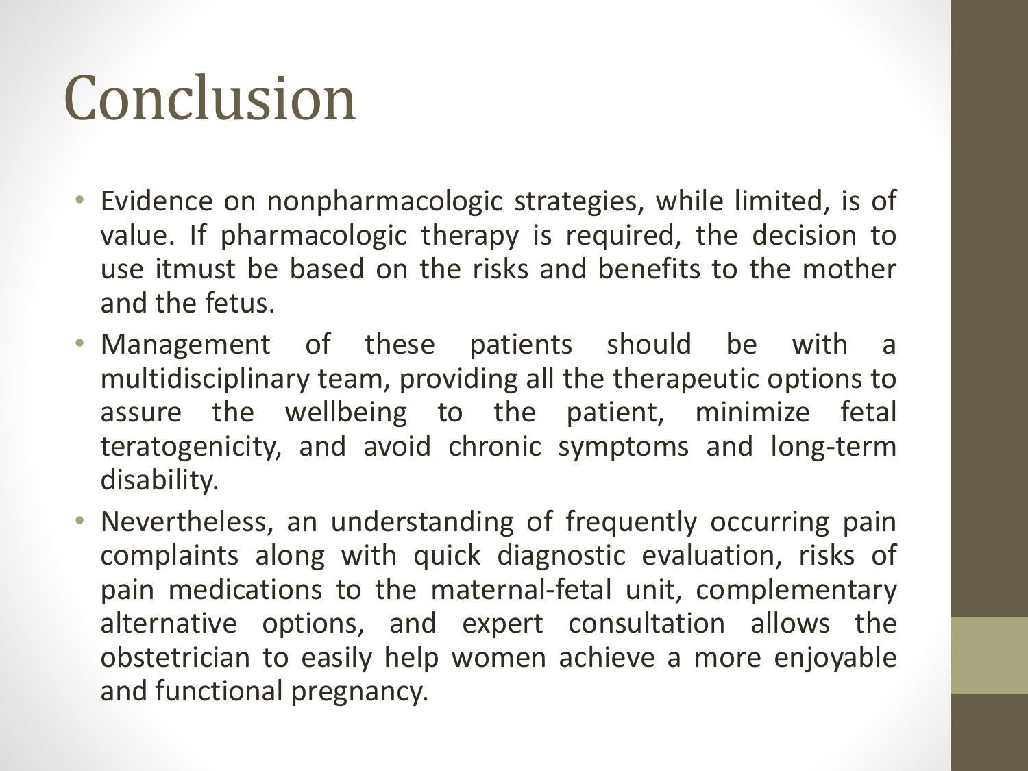# Conclusion

- Evidence on nonpharmacologic strategies, while limited, is of value. If pharmacologic therapy is required, the decision to use itmust be based on the risks and benefits to the mother and the fetus.
- Management of these patients should be with a multidisciplinary team, providing all the therapeutic options to assure the wellbeing to the patient, minimize fetal teratogenicity, and avoid chronic symptoms and long-term disability.
- Nevertheless, an understanding of frequently occurring pain complaints along with quick diagnostic evaluation, risks of pain medications to the maternal-fetal unit, complementary alternative options, and expert consultation allows the obstetrician to easily help women achieve a more enjoyable and functional pregnancy.